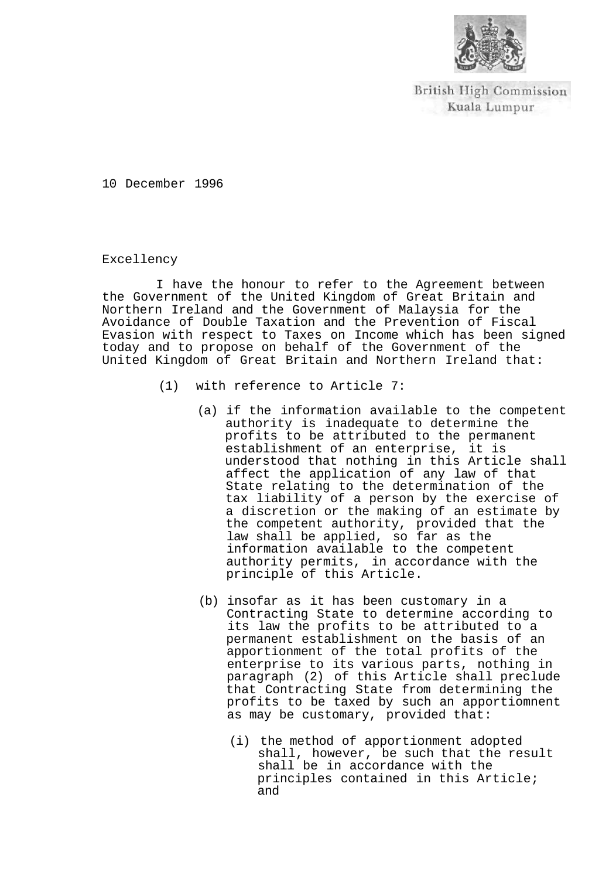British High Commission
Kuala Lumpur

10 December 1996

Excellency

I have the honour to refer to the Agreement between the Government of the United Kingdom of Great Britain and Northern Ireland and the Government of Malaysia for the Avoidance of Double Taxation and the Prevention of Fiscal Evasion with respect to Taxes on Income which has been signed today and to propose on behalf of the Government of the United Kingdom of Great Britain and Northern Ireland that:

(1) with reference to Article 7:

(a) if the information available to the competent authority is inadequate to determine the profits to be attributed to the permanent establishment of an enterprise, it is understood that nothing in this Article shall affect the application of any law of that State relating to the determination of the tax liability of a person by the exercise of a discretion or the making of an estimate by the competent authority, provided that the law shall be applied, so far as the information available to the competent authority permits, in accordance with the principle of this Article.

(b) insofar as it has been customary in a Contracting State to determine according to its law the profits to be attributed to a permanent establishment on the basis of an apportionment of the total profits of the enterprise to its various parts, nothing in paragraph (2) of this Article shall preclude that Contracting State from determining the profits to be taxed by such an apportiomnent as may be customary, provided that:

(i) the method of apportionment adopted shall, however, be such that the result shall be in accordance with the principles contained in this Article; and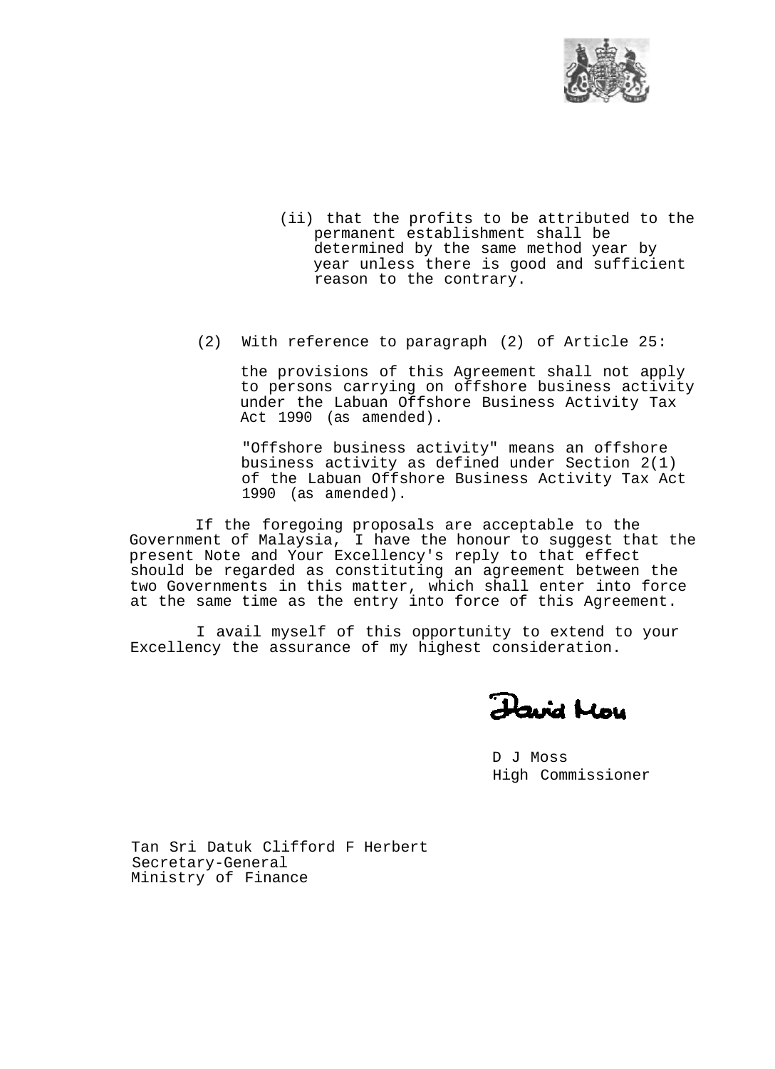(ii) that the profits to be attributed to the permanent establishment shall be determined by the same method year by year unless there is good and sufficient reason to the contrary.

(2) With reference to paragraph (2) of Article 25:

the provisions of this Agreement shall not apply to persons carrying on offshore business activity under the Labuan Offshore Business Activity Tax Act 1990 (as amended).

"Offshore business activity" means an offshore business activity as defined under Section 2(1) of the Labuan Offshore Business Activity Tax Act 1990 (as amended).

If the foregoing proposals are acceptable to the Government of Malaysia, I have the honour to suggest that the present Note and Your Excellency's reply to that effect should be regarded as constituting an agreement between the two Governments in this matter, which shall enter into force at the same time as the entry into force of this Agreement.

I avail myself of this opportunity to extend to your Excellency the assurance of my highest consideration.

David Moss

D J Moss
High Commissioner

Tan Sri Datuk Clifford F Herbert
Secretary-General
Ministry of Finance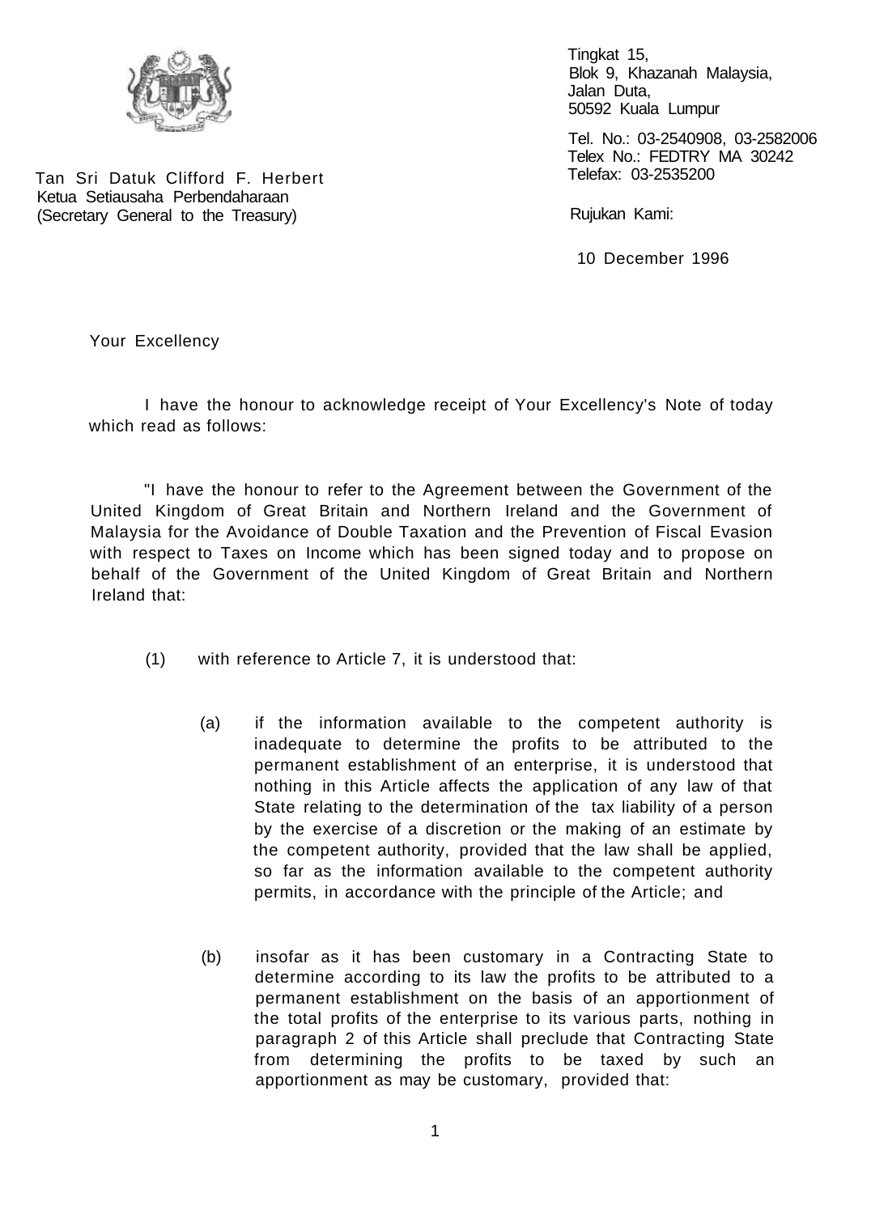Tan Sri Datuk Clifford F. Herbert
Ketua Setiausaha Perbendaharaan
(Secretary General to the Treasury)

Tingkat 15,
Blok 9, Khazanah Malaysia,
Jalan Duta,
50592 Kuala Lumpur

Tel. No.: 03-2540908, 03-2582006
Telex No.: FEDTRY MA 30242
Telefax: 03-2535200

Rujukan Kami:

10 December 1996

Your Excellency

I have the honour to acknowledge receipt of Your Excellency's Note of today which read as follows:

"I have the honour to refer to the Agreement between the Government of the United Kingdom of Great Britain and Northern Ireland and the Government of Malaysia for the Avoidance of Double Taxation and the Prevention of Fiscal Evasion with respect to Taxes on Income which has been signed today and to propose on behalf of the Government of the United Kingdom of Great Britain and Northern Ireland that:

(1) with reference to Article 7, it is understood that:

(a) if the information available to the competent authority is inadequate to determine the profits to be attributed to the permanent establishment of an enterprise, it is understood that nothing in this Article affects the application of any law of that State relating to the determination of the tax liability of a person by the exercise of a discretion or the making of an estimate by the competent authority, provided that the law shall be applied, so far as the information available to the competent authority permits, in accordance with the principle of the Article; and

(b) insofar as it has been customary in a Contracting State to determine according to its law the profits to be attributed to a permanent establishment on the basis of an apportionment of the total profits of the enterprise to its various parts, nothing in paragraph 2 of this Article shall preclude that Contracting State from determining the profits to be taxed by such an apportionment as may be customary, provided that: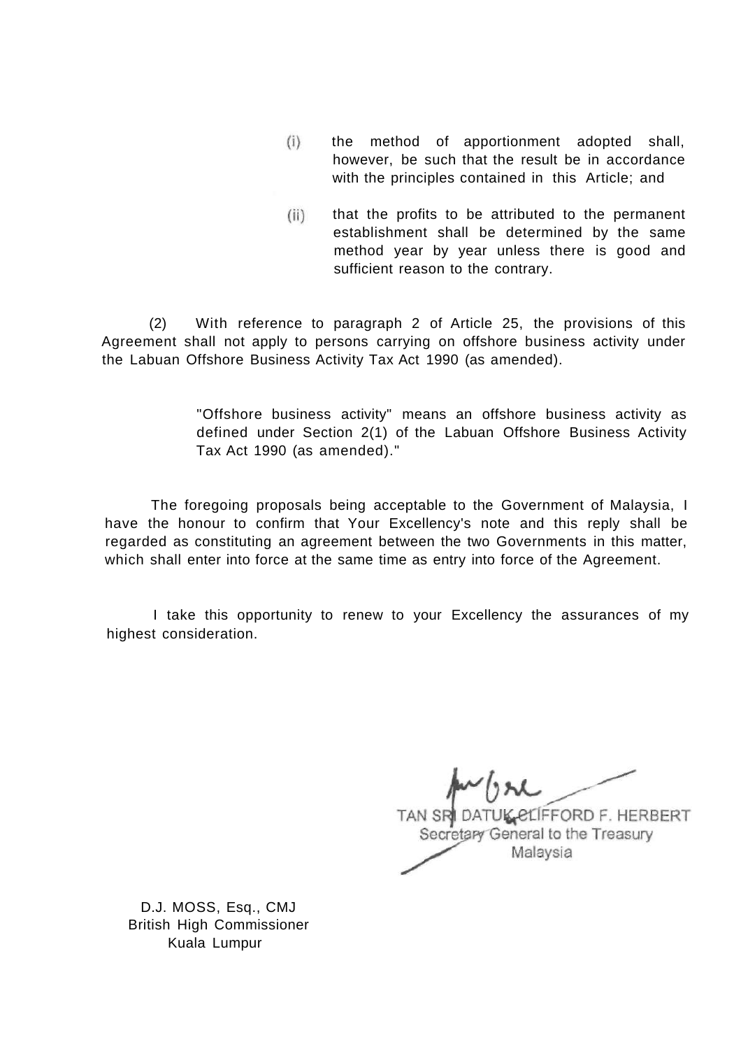(i) the method of apportionment adopted shall, however, be such that the result be in accordance with the principles contained in this Article; and

(ii) that the profits to be attributed to the permanent establishment shall be determined by the same method year by year unless there is good and sufficient reason to the contrary.

(2) With reference to paragraph 2 of Article 25, the provisions of this Agreement shall not apply to persons carrying on offshore business activity under the Labuan Offshore Business Activity Tax Act 1990 (as amended).

"Offshore business activity" means an offshore business activity as defined under Section 2(1) of the Labuan Offshore Business Activity Tax Act 1990 (as amended)."

The foregoing proposals being acceptable to the Government of Malaysia, I have the honour to confirm that Your Excellency's note and this reply shall be regarded as constituting an agreement between the two Governments in this matter, which shall enter into force at the same time as entry into force of the Agreement.

I take this opportunity to renew to your Excellency the assurances of my highest consideration.

TAN SRI DATUK CLIFFORD F. HERBERT
Secretary General to the Treasury
Malaysia

D.J. MOSS, Esq., CMJ
British High Commissioner
Kuala Lumpur